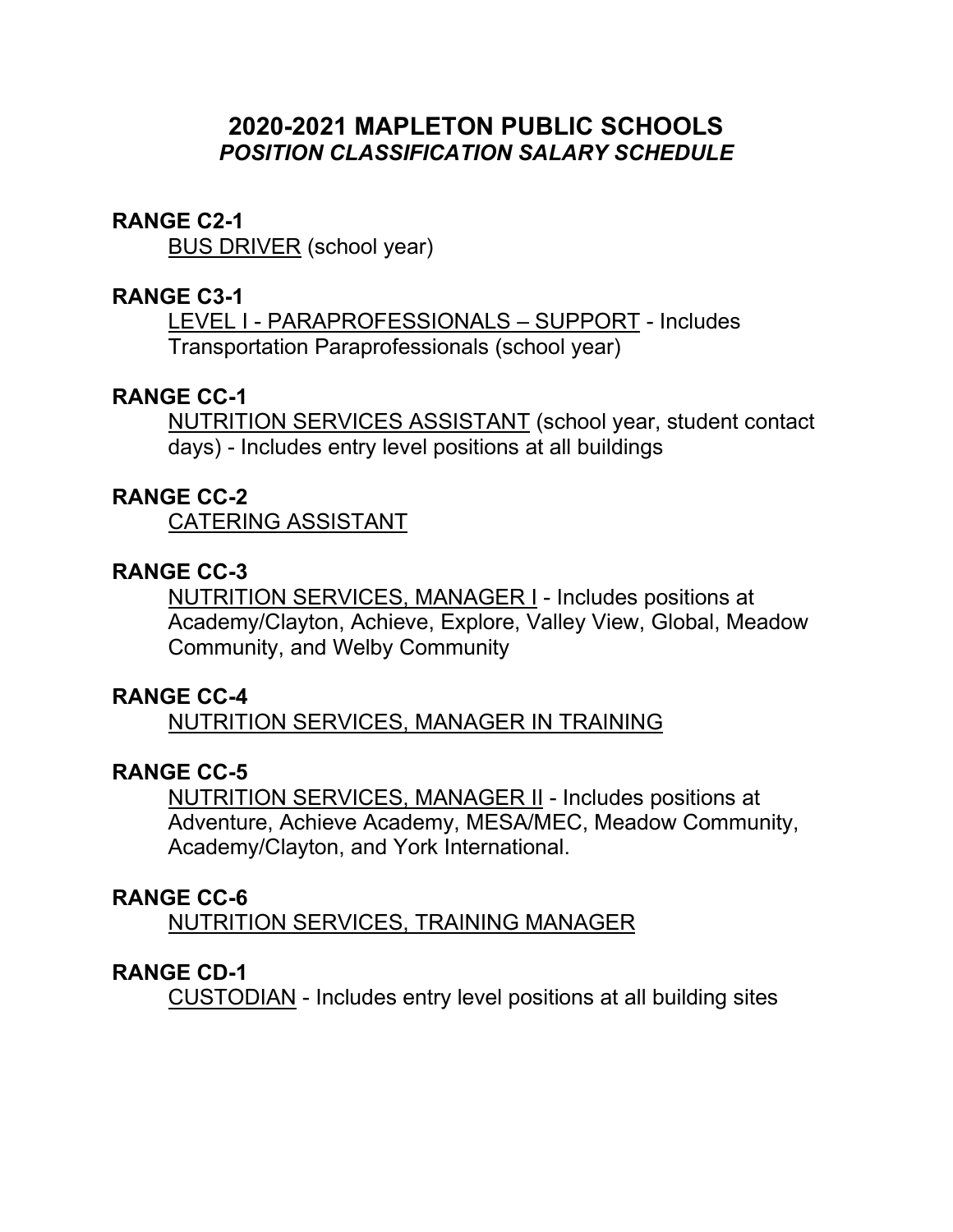# 2020-2021 MAPLETON PUBLIC SCHOOLS
## *POSITION CLASSIFICATION SALARY SCHEDULE*

**RANGE C2-1**

BUS DRIVER (school year)

**RANGE C3-1**

LEVEL I - PARAPROFESSIONALS – SUPPORT - Includes Transportation Paraprofessionals (school year)

**RANGE CC-1**

NUTRITION SERVICES ASSISTANT (school year, student contact days) - Includes entry level positions at all buildings

**RANGE CC-2**

CATERING ASSISTANT

**RANGE CC-3**

NUTRITION SERVICES, MANAGER I - Includes positions at Academy/Clayton, Achieve, Explore, Valley View, Global, Meadow Community, and Welby Community

**RANGE CC-4**

NUTRITION SERVICES, MANAGER IN TRAINING

**RANGE CC-5**

NUTRITION SERVICES, MANAGER II - Includes positions at Adventure, Achieve Academy, MESA/MEC, Meadow Community, Academy/Clayton, and York International.

**RANGE CC-6**

NUTRITION SERVICES, TRAINING MANAGER

**RANGE CD-1**

CUSTODIAN - Includes entry level positions at all building sites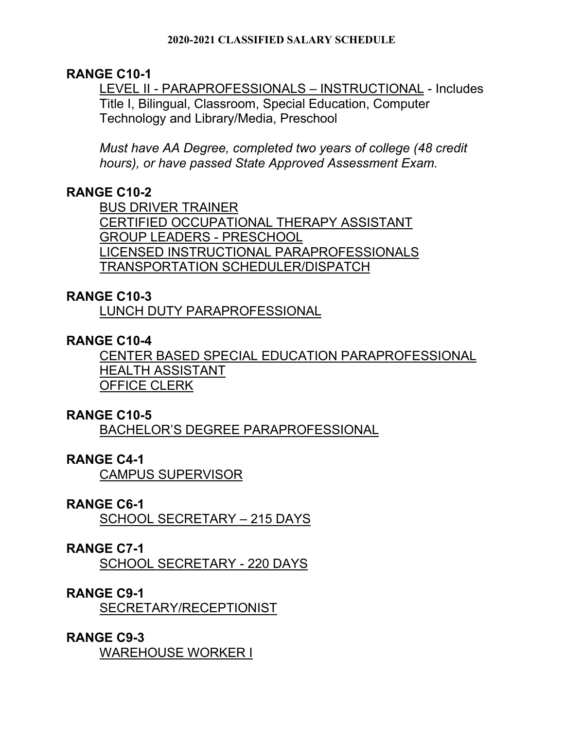**2020-2021 CLASSIFIED SALARY SCHEDULE**

## RANGE C10-1

LEVEL II - PARAPROFESSIONALS – INSTRUCTIONAL - Includes Title I, Bilingual, Classroom, Special Education, Computer Technology and Library/Media, Preschool

*Must have AA Degree, completed two years of college (48 credit hours), or have passed State Approved Assessment Exam.*

## RANGE C10-2

BUS DRIVER TRAINER
CERTIFIED OCCUPATIONAL THERAPY ASSISTANT
GROUP LEADERS - PRESCHOOL
LICENSED INSTRUCTIONAL PARAPROFESSIONALS
TRANSPORTATION SCHEDULER/DISPATCH

## RANGE C10-3

LUNCH DUTY PARAPROFESSIONAL

## RANGE C10-4

CENTER BASED SPECIAL EDUCATION PARAPROFESSIONAL
HEALTH ASSISTANT
OFFICE CLERK

## RANGE C10-5

BACHELOR'S DEGREE PARAPROFESSIONAL

## RANGE C4-1

CAMPUS SUPERVISOR

## RANGE C6-1

SCHOOL SECRETARY – 215 DAYS

## RANGE C7-1

SCHOOL SECRETARY - 220 DAYS

## RANGE C9-1

SECRETARY/RECEPTIONIST

## RANGE C9-3

WAREHOUSE WORKER I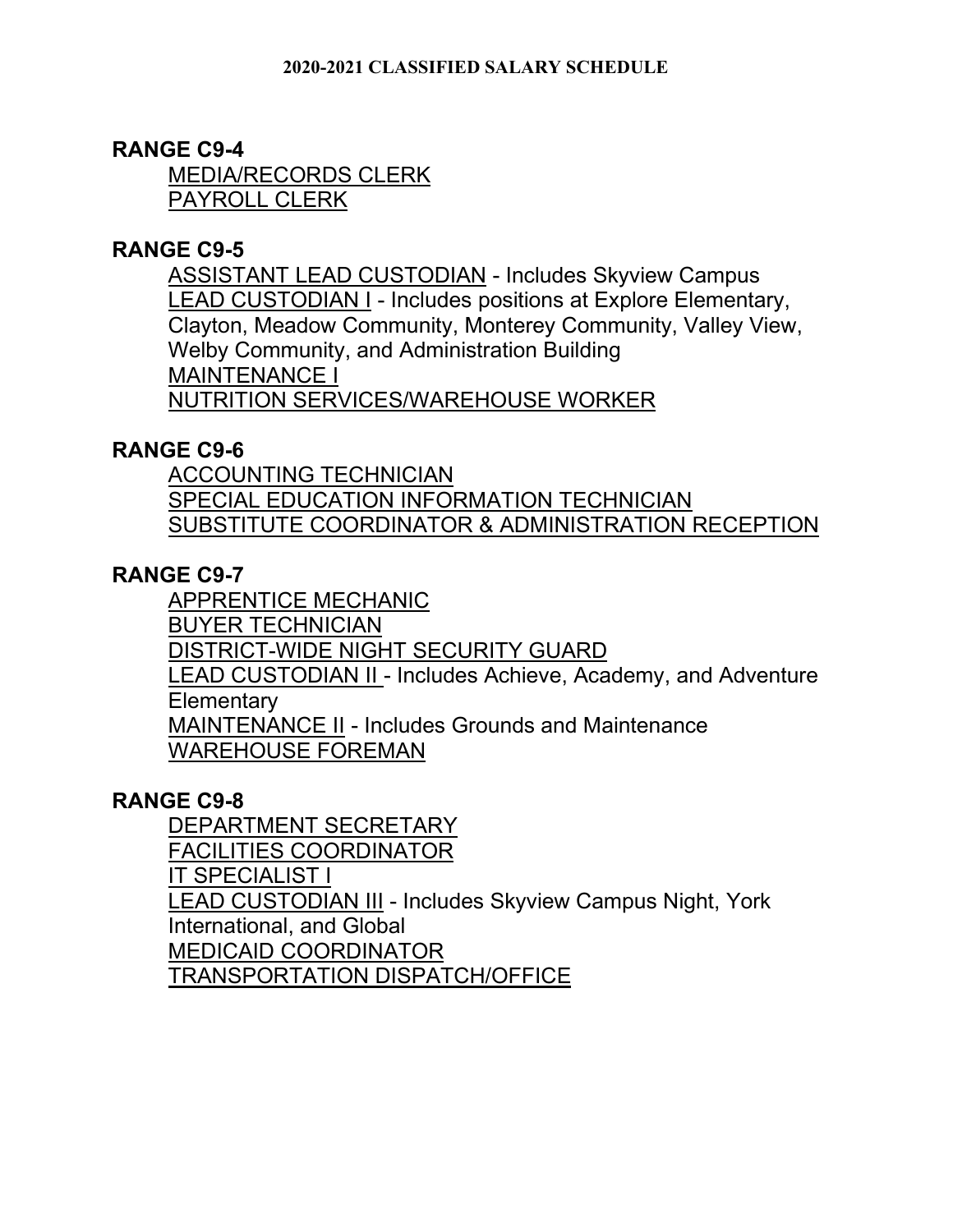## RANGE C9-4

MEDIA/RECORDS CLERK
PAYROLL CLERK

## RANGE C9-5

ASSISTANT LEAD CUSTODIAN - Includes Skyview Campus
LEAD CUSTODIAN I - Includes positions at Explore Elementary, Clayton, Meadow Community, Monterey Community, Valley View, Welby Community, and Administration Building
MAINTENANCE I
NUTRITION SERVICES/WAREHOUSE WORKER

## RANGE C9-6

ACCOUNTING TECHNICIAN
SPECIAL EDUCATION INFORMATION TECHNICIAN
SUBSTITUTE COORDINATOR & ADMINISTRATION RECEPTION

## RANGE C9-7

APPRENTICE MECHANIC
BUYER TECHNICIAN
DISTRICT-WIDE NIGHT SECURITY GUARD
LEAD CUSTODIAN II - Includes Achieve, Academy, and Adventure Elementary
MAINTENANCE II - Includes Grounds and Maintenance
WAREHOUSE FOREMAN

## RANGE C9-8

DEPARTMENT SECRETARY
FACILITIES COORDINATOR
IT SPECIALIST I
LEAD CUSTODIAN III - Includes Skyview Campus Night, York International, and Global
MEDICAID COORDINATOR
TRANSPORTATION DISPATCH/OFFICE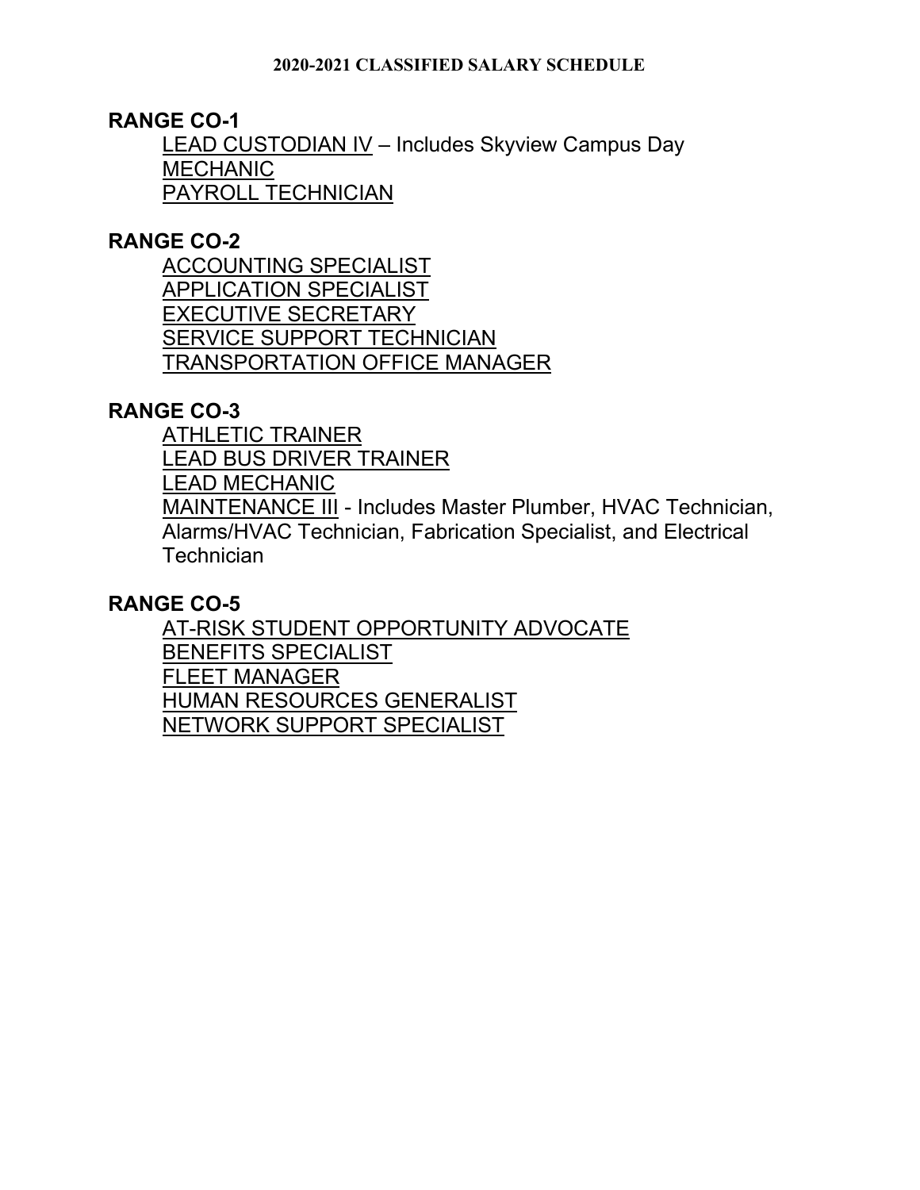**2020-2021 CLASSIFIED SALARY SCHEDULE**

**RANGE CO-1**

- LEAD CUSTODIAN IV – Includes Skyview Campus Day
- MECHANIC
- PAYROLL TECHNICIAN

**RANGE CO-2**

- ACCOUNTING SPECIALIST
- APPLICATION SPECIALIST
- EXECUTIVE SECRETARY
- SERVICE SUPPORT TECHNICIAN
- TRANSPORTATION OFFICE MANAGER

**RANGE CO-3**

- ATHLETIC TRAINER
- LEAD BUS DRIVER TRAINER
- LEAD MECHANIC
- MAINTENANCE III - Includes Master Plumber, HVAC Technician, Alarms/HVAC Technician, Fabrication Specialist, and Electrical Technician

**RANGE CO-5**

- AT-RISK STUDENT OPPORTUNITY ADVOCATE
- BENEFITS SPECIALIST
- FLEET MANAGER
- HUMAN RESOURCES GENERALIST
- NETWORK SUPPORT SPECIALIST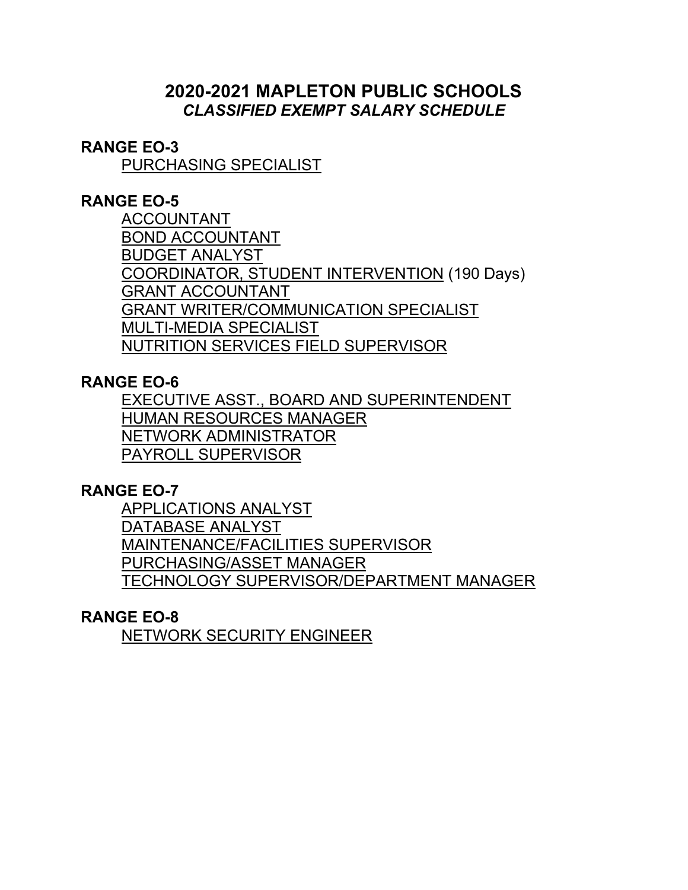# 2020-2021 MAPLETON PUBLIC SCHOOLS

## *CLASSIFIED EXEMPT SALARY SCHEDULE*

**RANGE EO-3**

- PURCHASING SPECIALIST

**RANGE EO-5**

- ACCOUNTANT
- BOND ACCOUNTANT
- BUDGET ANALYST
- COORDINATOR, STUDENT INTERVENTION (190 Days)
- GRANT ACCOUNTANT
- GRANT WRITER/COMMUNICATION SPECIALIST
- MULTI-MEDIA SPECIALIST
- NUTRITION SERVICES FIELD SUPERVISOR

**RANGE EO-6**

- EXECUTIVE ASST., BOARD AND SUPERINTENDENT
- HUMAN RESOURCES MANAGER
- NETWORK ADMINISTRATOR
- PAYROLL SUPERVISOR

**RANGE EO-7**

- APPLICATIONS ANALYST
- DATABASE ANALYST
- MAINTENANCE/FACILITIES SUPERVISOR
- PURCHASING/ASSET MANAGER
- TECHNOLOGY SUPERVISOR/DEPARTMENT MANAGER

**RANGE EO-8**

- NETWORK SECURITY ENGINEER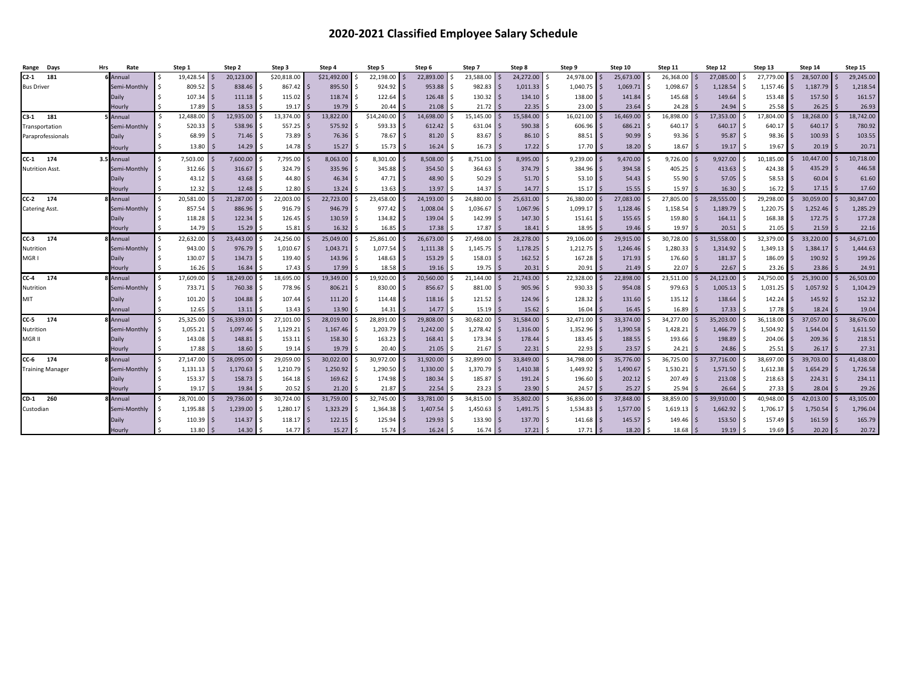# 2020-2021 Classified Employee Salary Schedule

| Range | Days | Hrs | Rate | Step 1 | Step 2 | Step 3 | Step 4 | Step 5 | Step 6 | Step 7 | Step 8 | Step 9 | Step 10 | Step 11 | Step 12 | Step 13 | Step 14 | Step 15 |
|---|---|---|---|---|---|---|---|---|---|---|---|---|---|---|---|---|---|---|
| C2-1 | 181 | 6 | Annual | $ 19,428.54 | $ 20,123.00 | $20,818.00 | $21,492.00 | $ 22,198.00 | $ 22,893.00 | $ 23,588.00 | $ 24,272.00 | $ 24,978.00 | $ 25,673.00 | $ 26,368.00 | $ 27,085.00 | $ 27,779.00 | $ 28,507.00 | $ 29,245.00 |
| Bus Driver | | | Semi-Monthly | $ 809.52 | $ 838.46 | $ 867.42 | $ 895.50 | $ 924.92 | $ 953.88 | $ 982.83 | $ 1,011.33 | $ 1,040.75 | $ 1,069.71 | $ 1,098.67 | $ 1,128.54 | $ 1,157.46 | $ 1,187.79 | $ 1,218.54 |
| | | | Daily | $ 107.34 | $ 111.18 | $ 115.02 | $ 118.74 | $ 122.64 | $ 126.48 | $ 130.32 | $ 134.10 | $ 138.00 | $ 141.84 | $ 145.68 | $ 149.64 | $ 153.48 | $ 157.50 | $ 161.57 |
| | | | Hourly | $ 17.89 | $ 18.53 | $ 19.17 | $ 19.79 | $ 20.44 | $ 21.08 | $ 21.72 | $ 22.35 | $ 23.00 | $ 23.64 | $ 24.28 | $ 24.94 | $ 25.58 | $ 26.25 | $ 26.93 |
| C3-1 | 181 | 5 | Annual | $ 12,488.00 | $ 12,935.00 | $ 13,374.00 | $ 13,822.00 | $14,240.00 | $ 14,698.00 | $ 15,145.00 | $ 15,584.00 | $ 16,021.00 | $ 16,469.00 | $ 16,898.00 | $ 17,353.00 | $ 17,804.00 | $ 18,268.00 | $ 18,742.00 |
| Transportation | | | Semi-Monthly | $ 520.33 | $ 538.96 | $ 557.25 | $ 575.92 | $ 593.33 | $ 612.42 | $ 631.04 | $ 590.38 | $ 606.96 | $ 686.21 | $ 640.17 | $ 640.17 | $ 640.17 | $ 640.17 | $ 780.92 |
| Paraprofessionals | | | Daily | $ 68.99 | $ 71.46 | $ 73.89 | $ 76.36 | $ 78.67 | $ 81.20 | $ 83.67 | $ 86.10 | $ 88.51 | $ 90.99 | $ 93.36 | $ 95.87 | $ 98.36 | $ 100.93 | $ 103.55 |
| | | | Hourly | $ 13.80 | $ 14.29 | $ 14.78 | $ 15.27 | $ 15.73 | $ 16.24 | $ 16.73 | $ 17.22 | $ 17.70 | $ 18.20 | $ 18.67 | $ 19.17 | $ 19.67 | $ 20.19 | $ 20.71 |
| CC-1 | 174 | 3.5 | Annual | $ 7,503.00 | $ 7,600.00 | $ 7,795.00 | $ 8,063.00 | $ 8,301.00 | $ 8,508.00 | $ 8,751.00 | $ 8,995.00 | $ 9,239.00 | $ 9,470.00 | $ 9,726.00 | $ 9,927.00 | $ 10,185.00 | $ 10,447.00 | $ 10,718.00 |
| Nutrition Asst. | | | Semi-Monthly | $ 312.66 | $ 316.67 | $ 324.79 | $ 335.96 | $ 345.88 | $ 354.50 | $ 364.63 | $ 374.79 | $ 384.96 | $ 394.58 | $ 405.25 | $ 413.63 | $ 424.38 | $ 435.29 | $ 446.58 |
| | | | Daily | $ 43.12 | $ 43.68 | $ 44.80 | $ 46.34 | $ 47.71 | $ 48.90 | $ 50.29 | $ 51.70 | $ 53.10 | $ 54.43 | $ 55.90 | $ 57.05 | $ 58.53 | $ 60.04 | $ 61.60 |
| | | | Hourly | $ 12.32 | $ 12.48 | $ 12.80 | $ 13.24 | $ 13.63 | $ 13.97 | $ 14.37 | $ 14.77 | $ 15.17 | $ 15.55 | $ 15.97 | $ 16.30 | $ 16.72 | $ 17.15 | $ 17.60 |
| CC-2 | 174 | 8 | Annual | $ 20,581.00 | $ 21,287.00 | $ 22,003.00 | $ 22,723.00 | $ 23,458.00 | $ 24,193.00 | $ 24,880.00 | $ 25,631.00 | $ 26,380.00 | $ 27,083.00 | $ 27,805.00 | $ 28,555.00 | $ 29,298.00 | $ 30,059.00 | $ 30,847.00 |
| Catering Asst. | | | Semi-Monthly | $ 857.54 | $ 886.96 | $ 916.79 | $ 946.79 | $ 977.42 | $ 1,008.04 | $ 1,036.67 | $ 1,067.96 | $ 1,099.17 | $ 1,128.46 | $ 1,158.54 | $ 1,189.79 | $ 1,220.75 | $ 1,252.46 | $ 1,285.29 |
| | | | Daily | $ 118.28 | $ 122.34 | $ 126.45 | $ 130.59 | $ 134.82 | $ 139.04 | $ 142.99 | $ 147.30 | $ 151.61 | $ 155.65 | $ 159.80 | $ 164.11 | $ 168.38 | $ 172.75 | $ 177.28 |
| | | | Hourly | $ 14.79 | $ 15.29 | $ 15.81 | $ 16.32 | $ 16.85 | $ 17.38 | $ 17.87 | $ 18.41 | $ 18.95 | $ 19.46 | $ 19.97 | $ 20.51 | $ 21.05 | $ 21.59 | $ 22.16 |
| CC-3 | 174 | 8 | Annual | $ 22,632.00 | $ 23,443.00 | $ 24,256.00 | $ 25,049.00 | $ 25,861.00 | $ 26,673.00 | $ 27,498.00 | $ 28,278.00 | $ 29,106.00 | $ 29,915.00 | $ 30,728.00 | $ 31,558.00 | $ 32,379.00 | $ 33,220.00 | $ 34,671.00 |
| Nutrition | | | Semi-Monthly | $ 943.00 | $ 976.79 | $ 1,010.67 | $ 1,043.71 | $ 1,077.54 | $ 1,111.38 | $ 1,145.75 | $ 1,178.25 | $ 1,212.75 | $ 1,246.46 | $ 1,280.33 | $ 1,314.92 | $ 1,349.13 | $ 1,384.17 | $ 1,444.63 |
| MGR I | | | Daily | $ 130.07 | $ 134.73 | $ 139.40 | $ 143.96 | $ 148.63 | $ 153.29 | $ 158.03 | $ 162.52 | $ 167.28 | $ 171.93 | $ 176.60 | $ 181.37 | $ 186.09 | $ 190.92 | $ 199.26 |
| | | | Hourly | $ 16.26 | $ 16.84 | $ 17.43 | $ 17.99 | $ 18.58 | $ 19.16 | $ 19.75 | $ 20.31 | $ 20.91 | $ 21.49 | $ 22.07 | $ 22.67 | $ 23.26 | $ 23.86 | $ 24.91 |
| CC-4 | 174 | 8 | Annual | $ 17,609.00 | $ 18,249.00 | $ 18,695.00 | $ 19,349.00 | $ 19,920.00 | $ 20,560.00 | $ 21,144.00 | $ 21,743.00 | $ 22,328.00 | $ 22,898.00 | $ 23,511.00 | $ 24,123.00 | $ 24,750.00 | $ 25,390.00 | $ 26,503.00 |
| Nutrition | | | Semi-Monthly | $ 733.71 | $ 760.38 | $ 778.96 | $ 806.21 | $ 830.00 | $ 856.67 | $ 881.00 | $ 905.96 | $ 930.33 | $ 954.08 | $ 979.63 | $ 1,005.13 | $ 1,031.25 | $ 1,057.92 | $ 1,104.29 |
| MIT | | | Daily | $ 101.20 | $ 104.88 | $ 107.44 | $ 111.20 | $ 114.48 | $ 118.16 | $ 121.52 | $ 124.96 | $ 128.32 | $ 131.60 | $ 135.12 | $ 138.64 | $ 142.24 | $ 145.92 | $ 152.32 |
| | | | Annual | $ 12.65 | $ 13.11 | $ 13.43 | $ 13.90 | $ 14.31 | $ 14.77 | $ 15.19 | $ 15.62 | $ 16.04 | $ 16.45 | $ 16.89 | $ 17.33 | $ 17.78 | $ 18.24 | $ 19.04 |
| CC-5 | 174 | 8 | Annual | $ 25,325.00 | $ 26,339.00 | $ 27,101.00 | $ 28,019.00 | $ 28,891.00 | $ 29,808.00 | $ 30,682.00 | $ 31,584.00 | $ 32,471.00 | $ 33,374.00 | $ 34,277.00 | $ 35,203.00 | $ 36,118.00 | $ 37,057.00 | $ 38,676.00 |
| Nutrition | | | Semi-Monthly | $ 1,055.21 | $ 1,097.46 | $ 1,129.21 | $ 1,167.46 | $ 1,203.79 | $ 1,242.00 | $ 1,278.42 | $ 1,316.00 | $ 1,352.96 | $ 1,390.58 | $ 1,428.21 | $ 1,466.79 | $ 1,504.92 | $ 1,544.04 | $ 1,611.50 |
| MGR II | | | Daily | $ 143.08 | $ 148.81 | $ 153.11 | $ 158.30 | $ 163.23 | $ 168.41 | $ 173.34 | $ 178.44 | $ 183.45 | $ 188.55 | $ 193.66 | $ 198.89 | $ 204.06 | $ 209.36 | $ 218.51 |
| | | | Hourly | $ 17.88 | $ 18.60 | $ 19.14 | $ 19.79 | $ 20.40 | $ 21.05 | $ 21.67 | $ 22.31 | $ 22.93 | $ 23.57 | $ 24.21 | $ 24.86 | $ 25.51 | $ 26.17 | $ 27.31 |
| CC-6 | 174 | 8 | Annual | $ 27,147.00 | $ 28,095.00 | $ 29,059.00 | $ 30,022.00 | $ 30,972.00 | $ 31,920.00 | $ 32,899.00 | $ 33,849.00 | $ 34,798.00 | $ 35,776.00 | $ 36,725.00 | $ 37,716.00 | $ 38,697.00 | $ 39,703.00 | $ 41,438.00 |
| Training Manager | | | Semi-Monthly | $ 1,131.13 | $ 1,170.63 | $ 1,210.79 | $ 1,250.92 | $ 1,290.50 | $ 1,330.00 | $ 1,370.79 | $ 1,410.38 | $ 1,449.92 | $ 1,490.67 | $ 1,530.21 | $ 1,571.50 | $ 1,612.38 | $ 1,654.29 | $ 1,726.58 |
| | | | Daily | $ 153.37 | $ 158.73 | $ 164.18 | $ 169.62 | $ 174.98 | $ 180.34 | $ 185.87 | $ 191.24 | $ 196.60 | $ 202.12 | $ 207.49 | $ 213.08 | $ 218.63 | $ 224.31 | $ 234.11 |
| | | | Hourly | $ 19.17 | $ 19.84 | $ 20.52 | $ 21.20 | $ 21.87 | $ 22.54 | $ 23.23 | $ 23.90 | $ 24.57 | $ 25.27 | $ 25.94 | $ 26.64 | $ 27.33 | $ 28.04 | $ 29.26 |
| CD-1 | 260 | 8 | Annual | $ 28,701.00 | $ 29,736.00 | $ 30,724.00 | $ 31,759.00 | $ 32,745.00 | $ 33,781.00 | $ 34,815.00 | $ 35,802.00 | $ 36,836.00 | $ 37,848.00 | $ 38,859.00 | $ 39,910.00 | $ 40,948.00 | $ 42,013.00 | $ 43,105.00 |
| Custodian | | | Semi-Monthly | $ 1,195.88 | $ 1,239.00 | $ 1,280.17 | $ 1,323.29 | $ 1,364.38 | $ 1,407.54 | $ 1,450.63 | $ 1,491.75 | $ 1,534.83 | $ 1,577.00 | $ 1,619.13 | $ 1,662.92 | $ 1,706.17 | $ 1,750.54 | $ 1,796.04 |
| | | | Daily | $ 110.39 | $ 114.37 | $ 118.17 | $ 122.15 | $ 125.94 | $ 129.93 | $ 133.90 | $ 137.70 | $ 141.68 | $ 145.57 | $ 149.46 | $ 153.50 | $ 157.49 | $ 161.59 | $ 165.79 |
| | | | Hourly | $ 13.80 | $ 14.30 | $ 14.77 | $ 15.27 | $ 15.74 | $ 16.24 | $ 16.74 | $ 17.21 | $ 17.71 | $ 18.20 | $ 18.68 | $ 19.19 | $ 19.69 | $ 20.20 | $ 20.72 |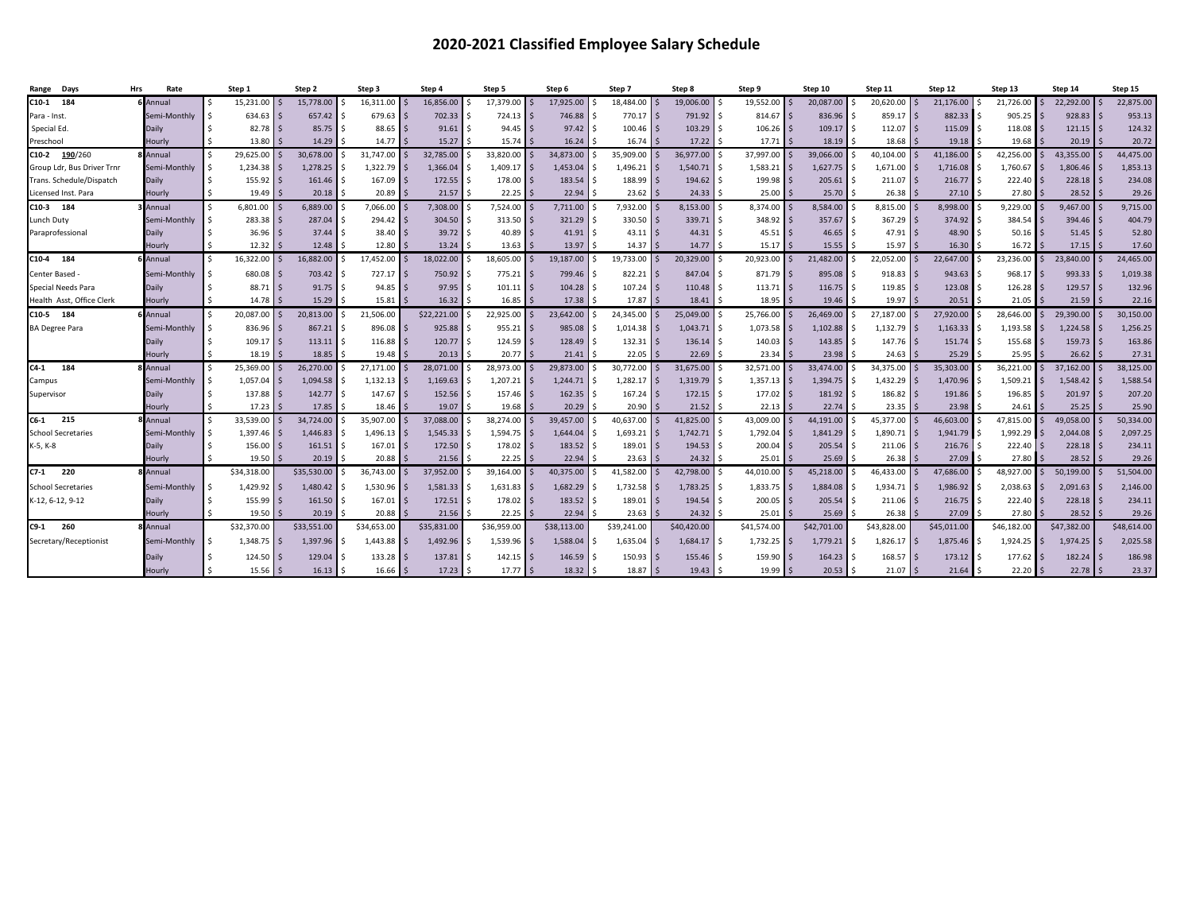# 2020-2021 Classified Employee Salary Schedule

| Range Days | Hrs | Rate | Step 1 | Step 2 | Step 3 | Step 4 | Step 5 | Step 6 | Step 7 | Step 8 | Step 9 | Step 10 | Step 11 | Step 12 | Step 13 | Step 14 | Step 15 |
|---|---|---|---|---|---|---|---|---|---|---|---|---|---|---|---|---|---|
| C10-1 184 | 6 | Annual | $ 15,231.00 | $ 15,778.00 | $ 16,311.00 | $ 16,856.00 | $ 17,379.00 | $ 17,925.00 | $ 18,484.00 | $ 19,006.00 | $ 19,552.00 | $ 20,087.00 | $ 20,620.00 | $ 21,176.00 | $ 21,726.00 | $ 22,292.00 | $ 22,875.00 |
| Para - Inst. | | Semi-Monthly | $ 634.63 | $ 657.42 | $ 679.63 | $ 702.33 | $ 724.13 | $ 746.88 | $ 770.17 | $ 791.92 | $ 814.67 | $ 836.96 | $ 859.17 | $ 882.33 | $ 905.25 | $ 928.83 | $ 953.13 |
| Special Ed. | | Daily | $ 82.78 | $ 85.75 | $ 88.65 | $ 91.61 | $ 94.45 | $ 97.42 | $ 100.46 | $ 103.29 | $ 106.26 | $ 109.17 | $ 112.07 | $ 115.09 | $ 118.08 | $ 121.15 | $ 124.32 |
| Preschool | | Hourly | $ 13.80 | $ 14.29 | $ 14.77 | $ 15.27 | $ 15.74 | $ 16.24 | $ 16.74 | $ 17.22 | $ 17.71 | $ 18.19 | $ 18.68 | $ 19.18 | $ 19.68 | $ 20.19 | $ 20.72 |
| C10-2 190/260 | 8 | Annual | $ 29,625.00 | $ 30,678.00 | $ 31,747.00 | $ 32,785.00 | $ 33,820.00 | $ 34,873.00 | $ 35,909.00 | $ 36,977.00 | $ 37,997.00 | $ 39,066.00 | $ 40,104.00 | $ 41,186.00 | $ 42,256.00 | $ 43,355.00 | $ 44,475.00 |
| Group Ldr, Bus Driver Trnr | | Semi-Monthly | $ 1,234.38 | $ 1,278.25 | $ 1,322.79 | $ 1,366.04 | $ 1,409.17 | $ 1,453.04 | $ 1,496.21 | $ 1,540.71 | $ 1,583.21 | $ 1,627.75 | $ 1,671.00 | $ 1,716.08 | $ 1,760.67 | $ 1,806.46 | $ 1,853.13 |
| Trans. Schedule/Dispatch | | Daily | $ 155.92 | $ 161.46 | $ 167.09 | $ 172.55 | $ 178.00 | $ 183.54 | $ 188.99 | $ 194.62 | $ 199.98 | $ 205.61 | $ 211.07 | $ 216.77 | $ 222.40 | $ 228.18 | $ 234.08 |
| Licensed Inst. Para | | Hourly | $ 19.49 | $ 20.18 | $ 20.89 | $ 21.57 | $ 22.25 | $ 22.94 | $ 23.62 | $ 24.33 | $ 25.00 | $ 25.70 | $ 26.38 | $ 27.10 | $ 27.80 | $ 28.52 | $ 29.26 |
| C10-3 184 | 3 | Annual | $ 6,801.00 | $ 6,889.00 | $ 7,066.00 | $ 7,308.00 | $ 7,524.00 | $ 7,711.00 | $ 7,932.00 | $ 8,153.00 | $ 8,374.00 | $ 8,584.00 | $ 8,815.00 | $ 8,998.00 | $ 9,229.00 | $ 9,467.00 | $ 9,715.00 |
| Lunch Duty | | Semi-Monthly | $ 283.38 | $ 287.04 | $ 294.42 | $ 304.50 | $ 313.50 | $ 321.29 | $ 330.50 | $ 339.71 | $ 348.92 | $ 357.67 | $ 367.29 | $ 374.92 | $ 384.54 | $ 394.46 | $ 404.79 |
| Paraprofessional | | Daily | $ 36.96 | $ 37.44 | $ 38.40 | $ 39.72 | $ 40.89 | $ 41.91 | $ 43.11 | $ 44.31 | $ 45.51 | $ 46.65 | $ 47.91 | $ 48.90 | $ 50.16 | $ 51.45 | $ 52.80 |
| | | Hourly | $ 12.32 | $ 12.48 | $ 12.80 | $ 13.24 | $ 13.63 | $ 13.97 | $ 14.37 | $ 14.77 | $ 15.17 | $ 15.55 | $ 15.97 | $ 16.30 | $ 16.72 | $ 17.15 | $ 17.60 |
| C10-4 184 | 6 | Annual | $ 16,322.00 | $ 16,882.00 | $ 17,452.00 | $ 18,022.00 | $ 18,605.00 | $ 19,187.00 | $ 19,733.00 | $ 20,329.00 | $ 20,923.00 | $ 21,482.00 | $ 22,052.00 | $ 22,647.00 | $ 23,236.00 | $ 23,840.00 | $ 24,465.00 |
| Center Based - | | Semi-Monthly | $ 680.08 | $ 703.42 | $ 727.17 | $ 750.92 | $ 775.21 | $ 799.46 | $ 822.21 | $ 847.04 | $ 871.79 | $ 895.08 | $ 918.83 | $ 943.63 | $ 968.17 | $ 993.33 | $ 1,019.38 |
| Special Needs Para | | Daily | $ 88.71 | $ 91.75 | $ 94.85 | $ 97.95 | $ 101.11 | $ 104.28 | $ 107.24 | $ 110.48 | $ 113.71 | $ 116.75 | $ 119.85 | $ 123.08 | $ 126.28 | $ 129.57 | $ 132.96 |
| Health Asst, Office Clerk | | Hourly | $ 14.78 | $ 15.29 | $ 15.81 | $ 16.32 | $ 16.85 | $ 17.38 | $ 17.87 | $ 18.41 | $ 18.95 | $ 19.46 | $ 19.97 | $ 20.51 | $ 21.05 | $ 21.59 | $ 22.16 |
| C10-5 184 | 6 | Annual | $ 20,087.00 | $ 20,813.00 | $ 21,506.00 | $22,221.00 | $ 22,925.00 | $ 23,642.00 | $ 24,345.00 | $ 25,049.00 | $ 25,766.00 | $ 26,469.00 | $ 27,187.00 | $ 27,920.00 | $ 28,646.00 | $ 29,390.00 | $ 30,150.00 |
| BA Degree Para | | Semi-Monthly | $ 836.96 | $ 867.21 | $ 896.08 | $ 925.88 | $ 955.21 | $ 985.08 | $ 1,014.38 | $ 1,043.71 | $ 1,073.58 | $ 1,102.88 | $ 1,132.79 | $ 1,163.33 | $ 1,193.58 | $ 1,224.58 | $ 1,256.25 |
| | | Daily | $ 109.17 | $ 113.11 | $ 116.88 | $ 120.77 | $ 124.59 | $ 128.49 | $ 132.31 | $ 136.14 | $ 140.03 | $ 143.85 | $ 147.76 | $ 151.74 | $ 155.68 | $ 159.73 | $ 163.86 |
| | | Hourly | $ 18.19 | $ 18.85 | $ 19.48 | $ 20.13 | $ 20.77 | $ 21.41 | $ 22.05 | $ 22.69 | $ 23.34 | $ 23.98 | $ 24.63 | $ 25.29 | $ 25.95 | $ 26.62 | $ 27.31 |
| C4-1 184 | 8 | Annual | $ 25,369.00 | $ 26,270.00 | $ 27,171.00 | $ 28,071.00 | $ 28,973.00 | $ 29,873.00 | $ 30,772.00 | $ 31,675.00 | $ 32,571.00 | $ 33,474.00 | $ 34,375.00 | $ 35,303.00 | $ 36,221.00 | $ 37,162.00 | $ 38,125.00 |
| Campus | | Semi-Monthly | $ 1,057.04 | $ 1,094.58 | $ 1,132.13 | $ 1,169.63 | $ 1,207.21 | $ 1,244.71 | $ 1,282.17 | $ 1,319.79 | $ 1,357.13 | $ 1,394.75 | $ 1,432.29 | $ 1,470.96 | $ 1,509.21 | $ 1,548.42 | $ 1,588.54 |
| Supervisor | | Daily | $ 137.88 | $ 142.77 | $ 147.67 | $ 152.56 | $ 157.46 | $ 162.35 | $ 167.24 | $ 172.15 | $ 177.02 | $ 181.92 | $ 186.82 | $ 191.86 | $ 196.85 | $ 201.97 | $ 207.20 |
| | | Hourly | $ 17.23 | $ 17.85 | $ 18.46 | $ 19.07 | $ 19.68 | $ 20.29 | $ 20.90 | $ 21.52 | $ 22.13 | $ 22.74 | $ 23.35 | $ 23.98 | $ 24.61 | $ 25.25 | $ 25.90 |
| C6-1 215 | 8 | Annual | $ 33,539.00 | $ 34,724.00 | $ 35,907.00 | $ 37,088.00 | $ 38,274.00 | $ 39,457.00 | $ 40,637.00 | $ 41,825.00 | $ 43,009.00 | $ 44,191.00 | $ 45,377.00 | $ 46,603.00 | $ 47,815.00 | $ 49,058.00 | $ 50,334.00 |
| School Secretaries | | Semi-Monthly | $ 1,397.46 | $ 1,446.83 | $ 1,496.13 | $ 1,545.33 | $ 1,594.75 | $ 1,644.04 | $ 1,693.21 | $ 1,742.71 | $ 1,792.04 | $ 1,841.29 | $ 1,890.71 | $ 1,941.79 | $ 1,992.29 | $ 2,044.08 | $ 2,097.25 |
| K-5, K-8 | | Daily | $ 156.00 | $ 161.51 | $ 167.01 | $ 172.50 | $ 178.02 | $ 183.52 | $ 189.01 | $ 194.53 | $ 200.04 | $ 205.54 | $ 211.06 | $ 216.76 | $ 222.40 | $ 228.18 | $ 234.11 |
| | | Hourly | $ 19.50 | $ 20.19 | $ 20.88 | $ 21.56 | $ 22.25 | $ 22.94 | $ 23.63 | $ 24.32 | $ 25.01 | $ 25.69 | $ 26.38 | $ 27.09 | $ 27.80 | $ 28.52 | $ 29.26 |
| C7-1 220 | 8 | Annual | $34,318.00 | $35,530.00 | $ 36,743.00 | $ 37,952.00 | $ 39,164.00 | $ 40,375.00 | $ 41,582.00 | $ 42,798.00 | $ 44,010.00 | $ 45,218.00 | $ 46,433.00 | $ 47,686.00 | $ 48,927.00 | $ 50,199.00 | $ 51,504.00 |
| School Secretaries | | Semi-Monthly | $ 1,429.92 | $ 1,480.42 | $ 1,530.96 | $ 1,581.33 | $ 1,631.83 | $ 1,682.29 | $ 1,732.58 | $ 1,783.25 | $ 1,833.75 | $ 1,884.08 | $ 1,934.71 | $ 1,986.92 | $ 2,038.63 | $ 2,091.63 | $ 2,146.00 |
| K-12, 6-12, 9-12 | | Daily | $ 155.99 | $ 161.50 | $ 167.01 | $ 172.51 | $ 178.02 | $ 183.52 | $ 189.01 | $ 194.54 | $ 200.05 | $ 205.54 | $ 211.06 | $ 216.75 | $ 222.40 | $ 228.18 | $ 234.11 |
| | | Hourly | $ 19.50 | $ 20.19 | $ 20.88 | $ 21.56 | $ 22.25 | $ 22.94 | $ 23.63 | $ 24.32 | $ 25.01 | $ 25.69 | $ 26.38 | $ 27.09 | $ 27.80 | $ 28.52 | $ 29.26 |
| C9-1 260 | 8 | Annual | $32,370.00 | $33,551.00 | $34,653.00 | $35,831.00 | $36,959.00 | $38,113.00 | $39,241.00 | $40,420.00 | $41,574.00 | $42,701.00 | $43,828.00 | $45,011.00 | $46,182.00 | $47,382.00 | $48,614.00 |
| Secretary/Receptionist | | Semi-Monthly | $ 1,348.75 | $ 1,397.96 | $ 1,443.88 | $ 1,492.96 | $ 1,539.96 | $ 1,588.04 | $ 1,635.04 | $ 1,684.17 | $ 1,732.25 | $ 1,779.21 | $ 1,826.17 | $ 1,875.46 | $ 1,924.25 | $ 1,974.25 | $ 2,025.58 |
| | | Daily | $ 124.50 | $ 129.04 | $ 133.28 | $ 137.81 | $ 142.15 | $ 146.59 | $ 150.93 | $ 155.46 | $ 159.90 | $ 164.23 | $ 168.57 | $ 173.12 | $ 177.62 | $ 182.24 | $ 186.98 |
| | | Hourly | $ 15.56 | $ 16.13 | $ 16.66 | $ 17.23 | $ 17.77 | $ 18.32 | $ 18.87 | $ 19.43 | $ 19.99 | $ 20.53 | $ 21.07 | $ 21.64 | $ 22.20 | $ 22.78 | $ 23.37 |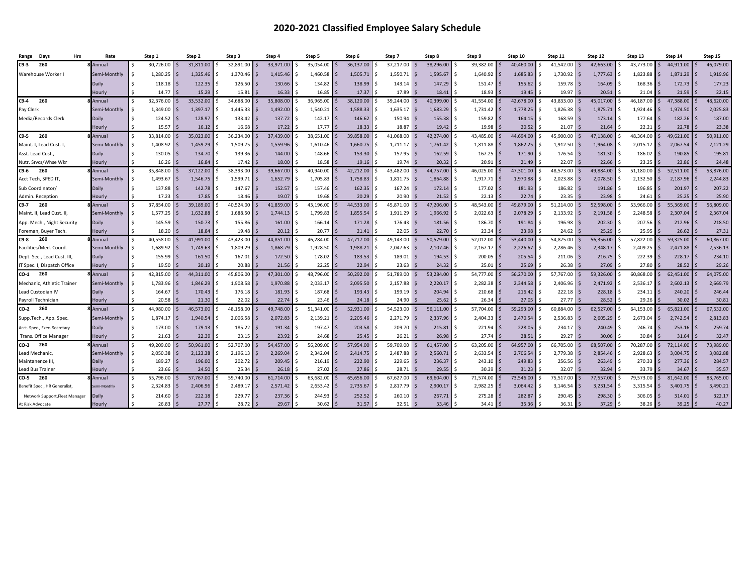# 2020-2021 Classified Employee Salary Schedule

| Range | Days | Hrs | Rate | Step 1 | Step 2 | Step 3 | Step 4 | Step 5 | Step 6 | Step 7 | Step 8 | Step 9 | Step 10 | Step 11 | Step 12 | Step 13 | Step 14 | Step 15 |
|---|---|---|---|---|---|---|---|---|---|---|---|---|---|---|---|---|---|---|
| C9-3 | 260 | 8 | Annual | $ 30,726.00 | $ 31,811.00 | $ 32,891.00 | $ 33,971.00 | $ 35,054.00 | $ 36,137.00 | $ 37,217.00 | $ 38,296.00 | $ 39,382.00 | $ 40,460.00 | $ 41,542.00 | $ 42,663.00 | $ 43,773.00 | $ 44,911.00 | $ 46,079.00 |
| Warehouse Worker I | | | Semi-Monthly | $ 1,280.25 | $ 1,325.46 | $ 1,370.46 | $ 1,415.46 | $ 1,460.58 | $ 1,505.71 | $ 1,550.71 | $ 1,595.67 | $ 1,640.92 | $ 1,685.83 | $ 1,730.92 | $ 1,777.63 | $ 1,823.88 | $ 1,871.29 | $ 1,919.96 |
| | | | Daily | $ 118.18 | $ 122.35 | $ 126.50 | $ 130.66 | $ 134.82 | $ 138.99 | $ 143.14 | $ 147.29 | $ 151.47 | $ 155.62 | $ 159.78 | $ 164.09 | $ 168.36 | $ 172.73 | $ 177.23 |
| | | | Hourly | $ 14.77 | $ 15.29 | $ 15.81 | $ 16.33 | $ 16.85 | $ 17.37 | $ 17.89 | $ 18.41 | $ 18.93 | $ 19.45 | $ 19.97 | $ 20.51 | $ 21.04 | $ 21.59 | $ 22.15 |
| C9-4 | 260 | 8 | Annual | $ 32,376.00 | $ 33,532.00 | $ 34,688.00 | $ 35,808.00 | $ 36,965.00 | $ 38,120.00 | $ 39,244.00 | $ 40,399.00 | $ 41,554.00 | $ 42,678.00 | $ 43,833.00 | $ 45,017.00 | $ 46,187.00 | $ 47,388.00 | $ 48,620.00 |
| Pay Clerk | | | Semi-Monthly | $ 1,349.00 | $ 1,397.17 | $ 1,445.33 | $ 1,492.00 | $ 1,540.21 | $ 1,588.33 | $ 1,635.17 | $ 1,683.29 | $ 1,731.42 | $ 1,778.25 | $ 1,826.38 | $ 1,875.71 | $ 1,924.46 | $ 1,974.50 | $ 2,025.83 |
| Media/Records Clerk | | | Daily | $ 124.52 | $ 128.97 | $ 133.42 | $ 137.72 | $ 142.17 | $ 146.62 | $ 150.94 | $ 155.38 | $ 159.82 | $ 164.15 | $ 168.59 | $ 173.14 | $ 177.64 | $ 182.26 | $ 187.00 |
| | | | Hourly | $ 15.57 | $ 16.12 | $ 16.68 | $ 17.22 | $ 17.77 | $ 18.33 | $ 18.87 | $ 19.42 | $ 19.98 | $ 20.52 | $ 21.07 | $ 21.64 | $ 22.21 | $ 22.78 | $ 23.38 |
| C9-5 | 260 | 8 | Annual | $ 33,814.00 | $ 35,023.00 | $ 36,234.00 | $ 37,439.00 | $ 38,651.00 | $ 39,858.00 | $ 41,068.00 | $ 42,274.00 | $ 43,485.00 | $ 44,694.00 | $ 45,900.00 | $ 47,138.00 | $ 48,364.00 | $ 49,621.00 | $ 50,911.00 |
| Maint. I, Lead Cust. I, | | | Semi-Monthly | $ 1,408.92 | $ 1,459.29 | $ 1,509.75 | $ 1,559.96 | $ 1,610.46 | $ 1,660.75 | $ 1,711.17 | $ 1,761.42 | $ 1,811.88 | $ 1,862.25 | $ 1,912.50 | $ 1,964.08 | $ 2,015.17 | $ 2,067.54 | $ 2,121.29 |
| Asst. Lead Cust., | | | Daily | $ 130.05 | $ 134.70 | $ 139.36 | $ 144.00 | $ 148.66 | $ 153.30 | $ 157.95 | $ 162.59 | $ 167.25 | $ 171.90 | $ 176.54 | $ 181.30 | $ 186.02 | $ 190.85 | $ 195.81 |
| Nutr. Srvcs/Whse Wkr | | | Hourly | $ 16.26 | $ 16.84 | $ 17.42 | $ 18.00 | $ 18.58 | $ 19.16 | $ 19.74 | $ 20.32 | $ 20.91 | $ 21.49 | $ 22.07 | $ 22.66 | $ 23.25 | $ 23.86 | $ 24.48 |
| C9-6 | 260 | 8 | Annual | $ 35,848.00 | $ 37,122.00 | $ 38,393.00 | $ 39,667.00 | $ 40,940.00 | $ 42,212.00 | $ 43,482.00 | $ 44,757.00 | $ 46,025.00 | $ 47,301.00 | $ 48,573.00 | $ 49,884.00 | $ 51,180.00 | $ 52,511.00 | $ 53,876.00 |
| Acct Tech, SPED IT, | | | Semi-Monthly | $ 1,493.67 | $ 1,546.75 | $ 1,599.71 | $ 1,652.79 | $ 1,705.83 | $ 1,758.83 | $ 1,811.75 | $ 1,864.88 | $ 1,917.71 | $ 1,970.88 | $ 2,023.88 | $ 2,078.50 | $ 2,132.50 | $ 2,187.96 | $ 2,244.83 |
| Sub Coordinator/ | | | Daily | $ 137.88 | $ 142.78 | $ 147.67 | $ 152.57 | $ 157.46 | $ 162.35 | $ 167.24 | $ 172.14 | $ 177.02 | $ 181.93 | $ 186.82 | $ 191.86 | $ 196.85 | $ 201.97 | $ 207.22 |
| Admin. Reception | | | Hourly | $ 17.23 | $ 17.85 | $ 18.46 | $ 19.07 | $ 19.68 | $ 20.29 | $ 20.90 | $ 21.52 | $ 22.13 | $ 22.74 | $ 23.35 | $ 23.98 | $ 24.61 | $ 25.25 | $ 25.90 |
| C9-7 | 260 | 8 | Annual | $ 37,854.00 | $ 39,189.00 | $ 40,524.00 | $ 41,859.00 | $ 43,196.00 | $ 44,533.00 | $ 45,871.00 | $ 47,206.00 | $ 48,543.00 | $ 49,879.00 | $ 51,214.00 | $ 52,598.00 | $ 53,966.00 | $ 55,369.00 | $ 56,809.00 |
| Maint. II, Lead Cust. II, | | | Semi-Monthly | $ 1,577.25 | $ 1,632.88 | $ 1,688.50 | $ 1,744.13 | $ 1,799.83 | $ 1,855.54 | $ 1,911.29 | $ 1,966.92 | $ 2,022.63 | $ 2,078.29 | $ 2,133.92 | $ 2,191.58 | $ 2,248.58 | $ 2,307.04 | $ 2,367.04 |
| App. Mech., Night Security | | | Daily | $ 145.59 | $ 150.73 | $ 155.86 | $ 161.00 | $ 166.14 | $ 171.28 | $ 176.43 | $ 181.56 | $ 186.70 | $ 191.84 | $ 196.98 | $ 202.30 | $ 207.56 | $ 212.96 | $ 218.50 |
| Foreman, Buyer Tech. | | | Hourly | $ 18.20 | $ 18.84 | $ 19.48 | $ 20.12 | $ 20.77 | $ 21.41 | $ 22.05 | $ 22.70 | $ 23.34 | $ 23.98 | $ 24.62 | $ 25.29 | $ 25.95 | $ 26.62 | $ 27.31 |
| C9-8 | 260 | 8 | Annual | $ 40,558.00 | $ 41,991.00 | $ 43,423.00 | $ 44,851.00 | $ 46,284.00 | $ 47,717.00 | $ 49,143.00 | $ 50,579.00 | $ 52,012.00 | $ 53,440.00 | $ 54,875.00 | $ 56,356.00 | $ 57,822.00 | $ 59,325.00 | $ 60,867.00 |
| Facilities/Med. Coord. | | | Semi-Monthly | $ 1,689.92 | $ 1,749.63 | $ 1,809.29 | $ 1,868.79 | $ 1,928.50 | $ 1,988.21 | $ 2,047.63 | $ 2,107.46 | $ 2,167.17 | $ 2,226.67 | $ 2,286.46 | $ 2,348.17 | $ 2,409.25 | $ 2,471.88 | $ 2,536.13 |
| Dept. Sec., Lead Cust. III, | | | Daily | $ 155.99 | $ 161.50 | $ 167.01 | $ 172.50 | $ 178.02 | $ 183.53 | $ 189.01 | $ 194.53 | $ 200.05 | $ 205.54 | $ 211.06 | $ 216.75 | $ 222.39 | $ 228.17 | $ 234.10 |
| IT Spec. I, Dispatch Office | | | Hourly | $ 19.50 | $ 20.19 | $ 20.88 | $ 21.56 | $ 22.25 | $ 22.94 | $ 23.63 | $ 24.32 | $ 25.01 | $ 25.69 | $ 26.38 | $ 27.09 | $ 27.80 | $ 28.52 | $ 29.26 |
| CO-1 | 260 | 8 | Annual | $ 42,815.00 | $ 44,311.00 | $ 45,806.00 | $ 47,301.00 | $ 48,796.00 | $ 50,292.00 | $ 51,789.00 | $ 53,284.00 | $ 54,777.00 | $ 56,270.00 | $ 57,767.00 | $ 59,326.00 | $ 60,868.00 | $ 62,451.00 | $ 64,075.00 |
| Mechanic, Athletic Trainer | | | Semi-Monthly | $ 1,783.96 | $ 1,846.29 | $ 1,908.58 | $ 1,970.88 | $ 2,033.17 | $ 2,095.50 | $ 2,157.88 | $ 2,220.17 | $ 2,282.38 | $ 2,344.58 | $ 2,406.96 | $ 2,471.92 | $ 2,536.17 | $ 2,602.13 | $ 2,669.79 |
| Lead Custodian IV | | | Daily | $ 164.67 | $ 170.43 | $ 176.18 | $ 181.93 | $ 187.68 | $ 193.43 | $ 199.19 | $ 204.94 | $ 210.68 | $ 216.42 | $ 222.18 | $ 228.18 | $ 234.11 | $ 240.20 | $ 246.44 |
| Payroll Technician | | | Hourly | $ 20.58 | $ 21.30 | $ 22.02 | $ 22.74 | $ 23.46 | $ 24.18 | $ 24.90 | $ 25.62 | $ 26.34 | $ 27.05 | $ 27.77 | $ 28.52 | $ 29.26 | $ 30.02 | $ 30.81 |
| CO-2 | 260 | 8 | Annual | $ 44,980.00 | $ 46,573.00 | $ 48,158.00 | $ 49,748.00 | $ 51,341.00 | $ 52,931.00 | $ 54,523.00 | $ 56,111.00 | $ 57,704.00 | $ 59,293.00 | $ 60,884.00 | $ 62,527.00 | $ 64,153.00 | $ 65,821.00 | $ 67,532.00 |
| Supp.Tech., App. Spec. | | | Semi-Monthly | $ 1,874.17 | $ 1,940.54 | $ 2,006.58 | $ 2,072.83 | $ 2,139.21 | $ 2,205.46 | $ 2,271.79 | $ 2,337.96 | $ 2,404.33 | $ 2,470.54 | $ 2,536.83 | $ 2,605.29 | $ 2,673.04 | $ 2,742.54 | $ 2,813.83 |
| Acct. Spec., Exec. Secretary | | | Daily | $ 173.00 | $ 179.13 | $ 185.22 | $ 191.34 | $ 197.47 | $ 203.58 | $ 209.70 | $ 215.81 | $ 221.94 | $ 228.05 | $ 234.17 | $ 240.49 | $ 246.74 | $ 253.16 | $ 259.74 |
| Trans. Office Manager | | | Hourly | $ 21.63 | $ 22.39 | $ 23.15 | $ 23.92 | $ 24.68 | $ 25.45 | $ 26.21 | $ 26.98 | $ 27.74 | $ 28.51 | $ 29.27 | $ 30.06 | $ 30.84 | $ 31.64 | $ 32.47 |
| CO-3 | 260 | 8 | Annual | $ 49,209.00 | $ 50,961.00 | $ 52,707.00 | $ 54,457.00 | $ 56,209.00 | $ 57,954.00 | $ 59,709.00 | $ 61,457.00 | $ 63,205.00 | $ 64,957.00 | $ 66,705.00 | $ 68,507.00 | $ 70,287.00 | $ 72,114.00 | $ 73,989.00 |
| Lead Mechanic, | | | Semi-Monthly | $ 2,050.38 | $ 2,123.38 | $ 2,196.13 | $ 2,269.04 | $ 2,342.04 | $ 2,414.75 | $ 2,487.88 | $ 2,560.71 | $ 2,633.54 | $ 2,706.54 | $ 2,779.38 | $ 2,854.46 | $ 2,928.63 | $ 3,004.75 | $ 3,082.88 |
| Maintanence III, | | | Daily | $ 189.27 | $ 196.00 | $ 202.72 | $ 209.45 | $ 216.19 | $ 222.90 | $ 229.65 | $ 236.37 | $ 243.10 | $ 249.83 | $ 256.56 | $ 263.49 | $ 270.33 | $ 277.36 | $ 284.57 |
| Lead Bus Trainer | | | Hourly | $ 23.66 | $ 24.50 | $ 25.34 | $ 26.18 | $ 27.02 | $ 27.86 | $ 28.71 | $ 29.55 | $ 30.39 | $ 31.23 | $ 32.07 | $ 32.94 | $ 33.79 | $ 34.67 | $ 35.57 |
| CO-5 | 260 | 8 | Annual | $ 55,796.00 | $ 57,767.00 | $ 59,740.00 | $ 61,714.00 | $ 63,682.00 | $ 65,656.00 | $ 67,627.00 | $ 69,604.00 | $ 71,574.00 | $ 73,546.00 | $ 75,517.00 | $ 77,557.00 | $ 79,573.00 | $ 81,642.00 | $ 83,765.00 |
| Benefit Spec., HR Generalist, | | | Semi-Monthly | $ 2,324.83 | $ 2,406.96 | $ 2,489.17 | $ 2,571.42 | $ 2,653.42 | $ 2,735.67 | $ 2,817.79 | $ 2,900.17 | $ 2,982.25 | $ 3,064.42 | $ 3,146.54 | $ 3,231.54 | $ 3,315.54 | $ 3,401.75 | $ 3,490.21 |
| Network Support,Fleet Manager | | | Daily | $ 214.60 | $ 222.18 | $ 229.77 | $ 237.36 | $ 244.93 | $ 252.52 | $ 260.10 | $ 267.71 | $ 275.28 | $ 282.87 | $ 290.45 | $ 298.30 | $ 306.05 | $ 314.01 | $ 322.17 |
| At Risk Advocate | | | Hourly | $ 26.83 | $ 27.77 | $ 28.72 | $ 29.67 | $ 30.62 | $ 31.57 | $ 32.51 | $ 33.46 | $ 34.41 | $ 35.36 | $ 36.31 | $ 37.29 | $ 38.26 | $ 39.25 | $ 40.27 |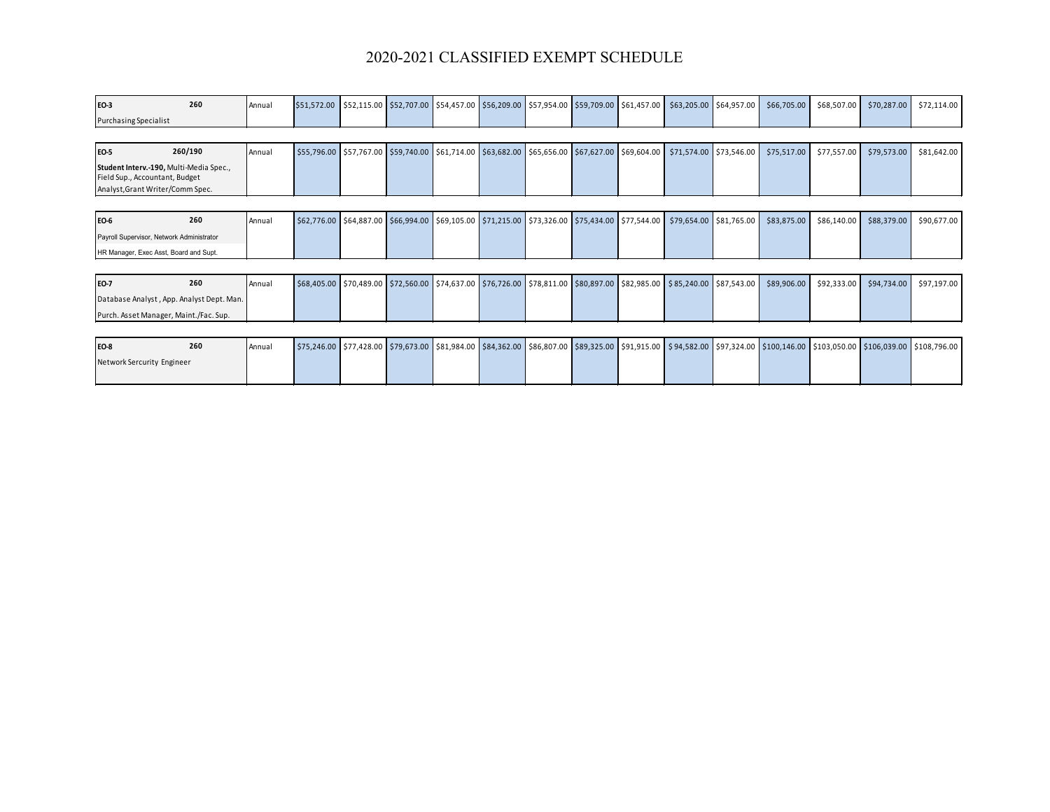# 2020-2021 CLASSIFIED EXEMPT SCHEDULE

| | | | | | | | | | | | | | | | | | |
|---|---|---|---|---|---|---|---|---|---|---|---|---|---|---|---|---|---|
| **EO-3** Purchasing Specialist | **260** | Annual | $51,572.00 | $52,115.00 | $52,707.00 | $54,457.00 | $56,209.00 | $57,954.00 | $59,709.00 | $61,457.00 | $63,205.00 | $64,957.00 | $66,705.00 | $68,507.00 | $70,287.00 | $72,114.00 |
| **EO-5** **Student Interv.-190,** Multi-Media Spec., Field Sup., Accountant, Budget Analyst,Grant Writer/Comm Spec. | **260/190** | Annual | $55,796.00 | $57,767.00 | $59,740.00 | $61,714.00 | $63,682.00 | $65,656.00 | $67,627.00 | $69,604.00 | $71,574.00 | $73,546.00 | $75,517.00 | $77,557.00 | $79,573.00 | $81,642.00 |
| **EO-6** Payroll Supervisor, Network Administrator HR Manager, Exec Asst, Board and Supt. | **260** | Annual | $62,776.00 | $64,887.00 | $66,994.00 | $69,105.00 | $71,215.00 | $73,326.00 | $75,434.00 | $77,544.00 | $79,654.00 | $81,765.00 | $83,875.00 | $86,140.00 | $88,379.00 | $90,677.00 |
| **EO-7** Database Analyst , App. Analyst Dept. Man. Purch. Asset Manager, Maint./Fac. Sup. | **260** | Annual | $68,405.00 | $70,489.00 | $72,560.00 | $74,637.00 | $76,726.00 | $78,811.00 | $80,897.00 | $82,985.00 | $ 85,240.00 | $87,543.00 | $89,906.00 | $92,333.00 | $94,734.00 | $97,197.00 |
| **EO-8** Network Sercurity Engineer | **260** | Annual | $75,246.00 | $77,428.00 | $79,673.00 | $81,984.00 | $84,362.00 | $86,807.00 | $89,325.00 | $91,915.00 | $ 94,582.00 | $97,324.00 | $100,146.00 | $103,050.00 | $106,039.00 | $108,796.00 |